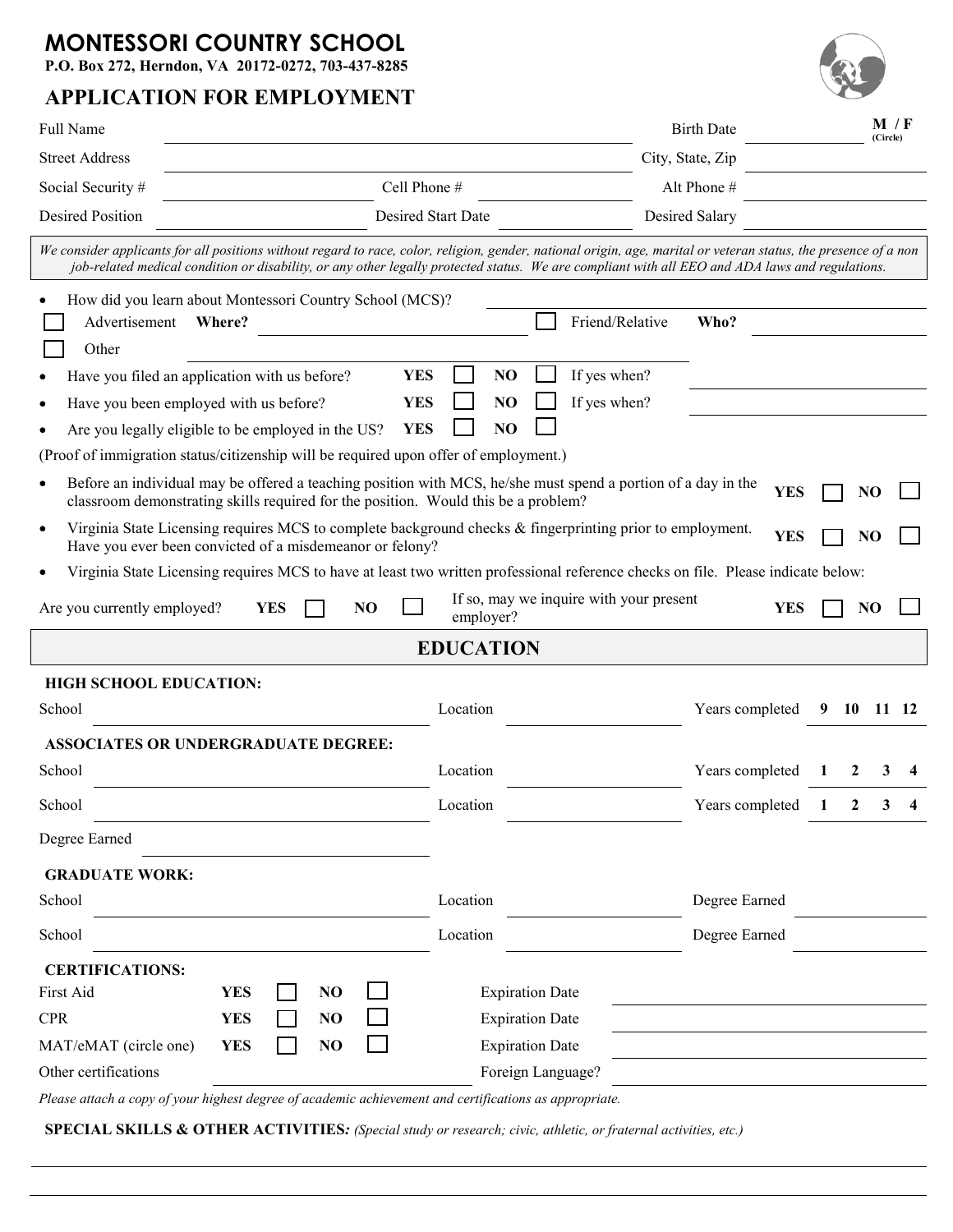# MONTESSORI COUNTRY SCHOOL

**P.O. Box 272, Herndon, VA 20172-0272, 703-437-8285**

## APPLICATION FOR EMPLOYMENT

| | | | | | |
|---|---|---|---|---|---|
| Full Name | | | | Birth Date | M / F (Circle) |
| Street Address | | | | City, State, Zip | |
| Social Security # | | Cell Phone # | | Alt Phone # | |
| Desired Position | | Desired Start Date | | Desired Salary | |

*We consider applicants for all positions without regard to race, color, religion, gender, national origin, age, marital or veteran status, the presence of a non job-related medical condition or disability, or any other legally protected status. We are compliant with all EEO and ADA laws and regulations.*

- How did you learn about Montessori Country School (MCS)? \_\_\_\_\_\_\_\_\_\_

☐ Advertisement **Where?** \_\_\_\_\_\_\_\_\_\_ ☐ Friend/Relative **Who?** \_\_\_\_\_\_\_\_\_\_

☐ Other \_\_\_\_\_\_\_\_\_\_

- Have you filed an application with us before? **YES** ☐ **NO** ☐ If yes when? \_\_\_\_\_\_\_\_\_\_
- Have you been employed with us before? **YES** ☐ **NO** ☐ If yes when? \_\_\_\_\_\_\_\_\_\_
- Are you legally eligible to be employed in the US? **YES** ☐ **NO** ☐

(Proof of immigration status/citizenship will be required upon offer of employment.)

- Before an individual may be offered a teaching position with MCS, he/she must spend a portion of a day in the classroom demonstrating skills required for the position. Would this be a problem? **YES** ☐ **NO** ☐
- Virginia State Licensing requires MCS to complete background checks & fingerprinting prior to employment. Have you ever been convicted of a misdemeanor or felony? **YES** ☐ **NO** ☐
- Virginia State Licensing requires MCS to have at least two written professional reference checks on file. Please indicate below:

Are you currently employed? **YES** ☐ **NO** ☐ If so, may we inquire with your present employer? **YES** ☐ **NO** ☐

## EDUCATION

**HIGH SCHOOL EDUCATION:**

School \_\_\_\_\_\_\_\_\_\_ Location \_\_\_\_\_\_\_\_\_\_ Years completed **9 10 11 12**

**ASSOCIATES OR UNDERGRADUATE DEGREE:**

School \_\_\_\_\_\_\_\_\_\_ Location \_\_\_\_\_\_\_\_\_\_ Years completed **1 2 3 4**

School \_\_\_\_\_\_\_\_\_\_ Location \_\_\_\_\_\_\_\_\_\_ Years completed **1 2 3 4**

Degree Earned \_\_\_\_\_\_\_\_\_\_

**GRADUATE WORK:**

School \_\_\_\_\_\_\_\_\_\_ Location \_\_\_\_\_\_\_\_\_\_ Degree Earned \_\_\_\_\_\_\_\_\_\_

School \_\_\_\_\_\_\_\_\_\_ Location \_\_\_\_\_\_\_\_\_\_ Degree Earned \_\_\_\_\_\_\_\_\_\_

**CERTIFICATIONS:**

First Aid **YES** ☐ **NO** ☐ Expiration Date \_\_\_\_\_\_\_\_\_\_

CPR **YES** ☐ **NO** ☐ Expiration Date \_\_\_\_\_\_\_\_\_\_

MAT/eMAT (circle one) **YES** ☐ **NO** ☐ Expiration Date \_\_\_\_\_\_\_\_\_\_

Other certifications \_\_\_\_\_\_\_\_\_\_ Foreign Language? \_\_\_\_\_\_\_\_\_\_

*Please attach a copy of your highest degree of academic achievement and certifications as appropriate.*

**SPECIAL SKILLS & OTHER ACTIVITIES***: (Special study or research; civic, athletic, or fraternal activities, etc.)*

\_\_\_\_\_\_\_\_\_\_

\_\_\_\_\_\_\_\_\_\_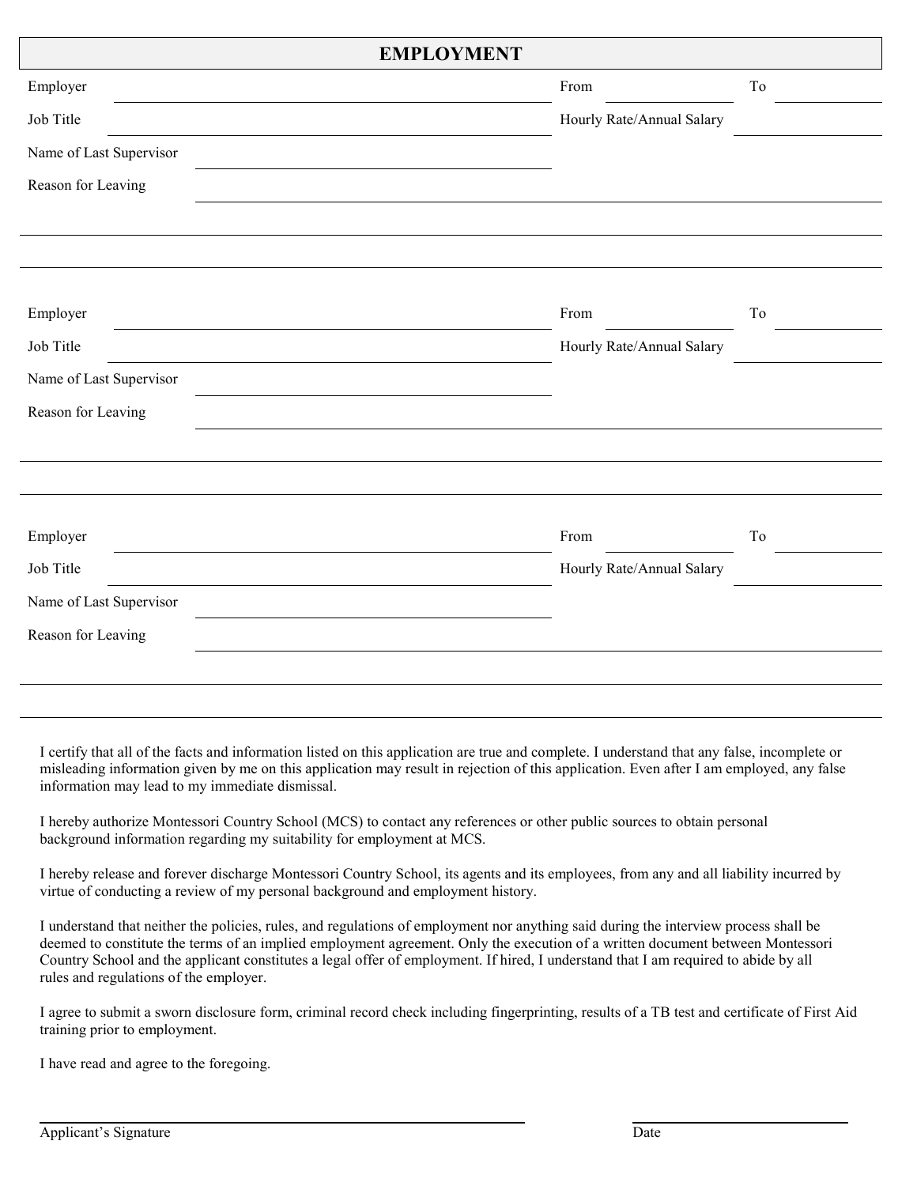## EMPLOYMENT

Employer ______________________________ From __________ To __________

Job Title ______________________________ Hourly Rate/Annual Salary __________

Name of Last Supervisor ______________________________

Reason for Leaving ______________________________

______________________________

______________________________

Employer ______________________________ From __________ To __________

Job Title ______________________________ Hourly Rate/Annual Salary __________

Name of Last Supervisor ______________________________

Reason for Leaving ______________________________

______________________________

______________________________

Employer ______________________________ From __________ To __________

Job Title ______________________________ Hourly Rate/Annual Salary __________

Name of Last Supervisor ______________________________

Reason for Leaving ______________________________

______________________________

______________________________

I certify that all of the facts and information listed on this application are true and complete. I understand that any false, incomplete or misleading information given by me on this application may result in rejection of this application. Even after I am employed, any false information may lead to my immediate dismissal.

I hereby authorize Montessori Country School (MCS) to contact any references or other public sources to obtain personal background information regarding my suitability for employment at MCS.

I hereby release and forever discharge Montessori Country School, its agents and its employees, from any and all liability incurred by virtue of conducting a review of my personal background and employment history.

I understand that neither the policies, rules, and regulations of employment nor anything said during the interview process shall be deemed to constitute the terms of an implied employment agreement. Only the execution of a written document between Montessori Country School and the applicant constitutes a legal offer of employment. If hired, I understand that I am required to abide by all rules and regulations of the employer.

I agree to submit a sworn disclosure form, criminal record check including fingerprinting, results of a TB test and certificate of First Aid training prior to employment.

I have read and agree to the foregoing.

______________________________ __________

Applicant's Signature Date